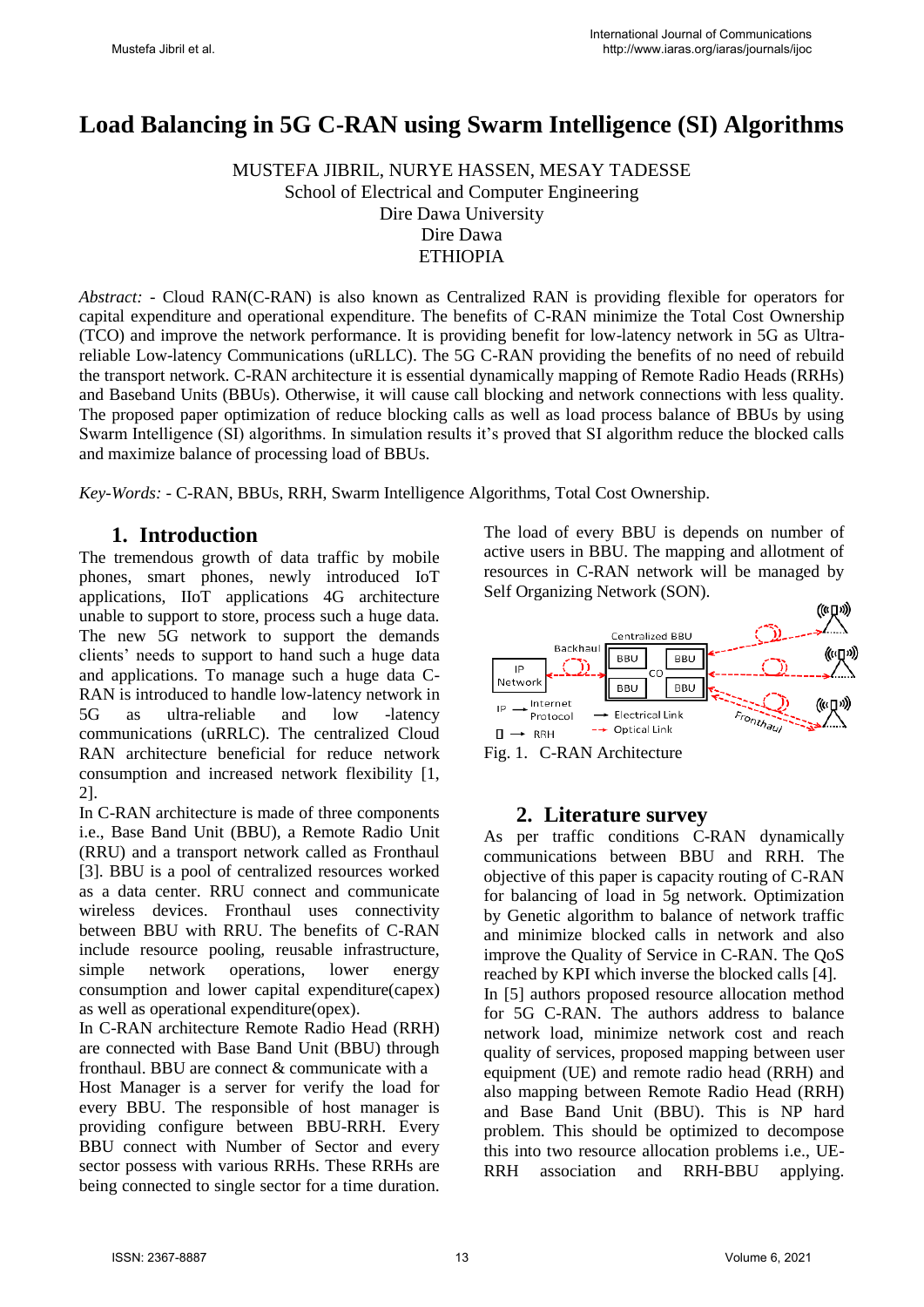# Load Balancing in 5G C-RAN using Swarm Intelligence (SI) Algorithms

MUSTEFA JIBRIL, NURYE HASSEN, MESAY TADESSE
School of Electrical and Computer Engineering
Dire Dawa University
Dire Dawa
ETHIOPIA

*Abstract:* - Cloud RAN(C-RAN) is also known as Centralized RAN is providing flexible for operators for capital expenditure and operational expenditure. The benefits of C-RAN minimize the Total Cost Ownership (TCO) and improve the network performance. It is providing benefit for low-latency network in 5G as Ultra-reliable Low-latency Communications (uRLLC). The 5G C-RAN providing the benefits of no need of rebuild the transport network. C-RAN architecture it is essential dynamically mapping of Remote Radio Heads (RRHs) and Baseband Units (BBUs). Otherwise, it will cause call blocking and network connections with less quality. The proposed paper optimization of reduce blocking calls as well as load process balance of BBUs by using Swarm Intelligence (SI) algorithms. In simulation results it's proved that SI algorithm reduce the blocked calls and maximize balance of processing load of BBUs.

*Key-Words:* - C-RAN, BBUs, RRH, Swarm Intelligence Algorithms, Total Cost Ownership.

## 1. Introduction

The tremendous growth of data traffic by mobile phones, smart phones, newly introduced IoT applications, IIoT applications 4G architecture unable to support to store, process such a huge data. The new 5G network to support the demands clients' needs to support to hand such a huge data and applications. To manage such a huge data C-RAN is introduced to handle low-latency network in 5G as ultra-reliable and low -latency communications (uRLRC). The centralized Cloud RAN architecture beneficial for reduce network consumption and increased network flexibility [1, 2].

In C-RAN architecture is made of three components i.e., Base Band Unit (BBU), a Remote Radio Unit (RRU) and a transport network called as Fronthaul [3]. BBU is a pool of centralized resources worked as a data center. RRU connect and communicate wireless devices. Fronthaul uses connectivity between BBU with RRU. The benefits of C-RAN include resource pooling, reusable infrastructure, simple network operations, lower energy consumption and lower capital expenditure(capex) as well as operational expenditure(opex).

In C-RAN architecture Remote Radio Head (RRH) are connected with Base Band Unit (BBU) through fronthaul. BBU are connect & communicate with a Host Manager is a server for verify the load for every BBU. The responsible of host manager is providing configure between BBU-RRH. Every BBU connect with Number of Sector and every sector possess with various RRHs. These RRHs are being connected to single sector for a time duration. The load of every BBU is depends on number of active users in BBU. The mapping and allotment of resources in C-RAN network will be managed by Self Organizing Network (SON).

Fig. 1. C-RAN Architecture

## 2. Literature survey

As per traffic conditions C-RAN dynamically communications between BBU and RRH. The objective of this paper is capacity routing of C-RAN for balancing of load in 5g network. Optimization by Genetic algorithm to balance of network traffic and minimize blocked calls in network and also improve the Quality of Service in C-RAN. The QoS reached by KPI which inverse the blocked calls [4].

In [5] authors proposed resource allocation method for 5G C-RAN. The authors address to balance network load, minimize network cost and reach quality of services, proposed mapping between user equipment (UE) and remote radio head (RRH) and also mapping between Remote Radio Head (RRH) and Base Band Unit (BBU). This is NP hard problem. This should be optimized to decompose this into two resource allocation problems i.e., UE-RRH association and RRH-BBU applying.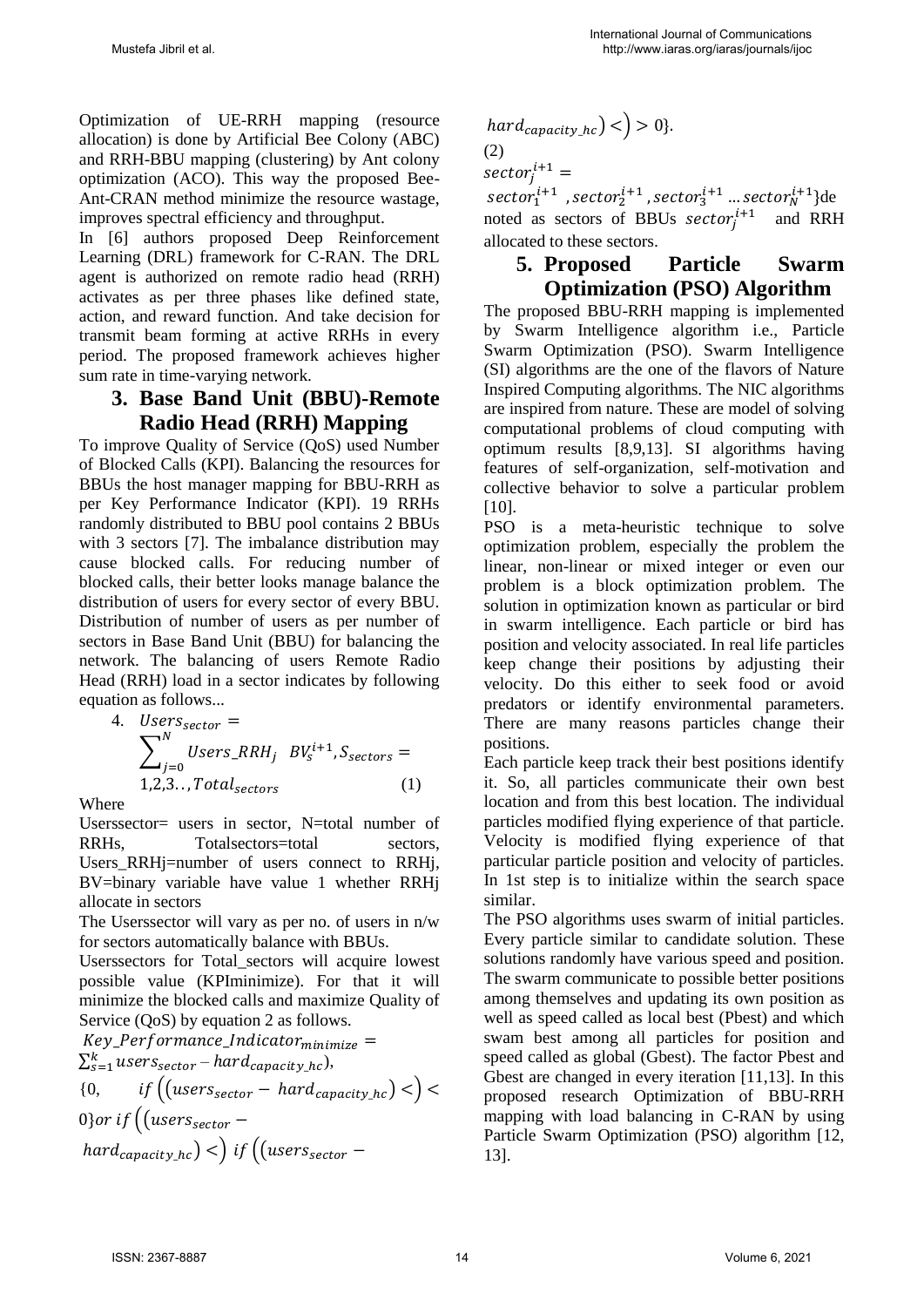Optimization of UE-RRH mapping (resource allocation) is done by Artificial Bee Colony (ABC) and RRH-BBU mapping (clustering) by Ant colony optimization (ACO). This way the proposed Bee-Ant-CRAN method minimize the resource wastage, improves spectral efficiency and throughput.

In [6] authors proposed Deep Reinforcement Learning (DRL) framework for C-RAN. The DRL agent is authorized on remote radio head (RRH) activates as per three phases like defined state, action, and reward function. And take decision for transmit beam forming at active RRHs in every period. The proposed framework achieves higher sum rate in time-varying network.

## 3. Base Band Unit (BBU)-Remote Radio Head (RRH) Mapping

To improve Quality of Service (QoS) used Number of Blocked Calls (KPI). Balancing the resources for BBUs the host manager mapping for BBU-RRH as per Key Performance Indicator (KPI). 19 RRHs randomly distributed to BBU pool contains 2 BBUs with 3 sectors [7]. The imbalance distribution may cause blocked calls. For reducing number of blocked calls, their better looks manage balance the distribution of users for every sector of every BBU. Distribution of number of users as per number of sectors in Base Band Unit (BBU) for balancing the network. The balancing of users Remote Radio Head (RRH) load in a sector indicates by following equation as follows...

4. $$Users_{sector} = \sum_{j=0}^{N} Users\_RRH_j \;\; BV_s^{i+1}, S_{sectors} = 1,2,3..,Total_{sectors} \quad (1)$$

Where

Userssector= users in sector, N=total number of RRHs, Totalsectors=total sectors, Users_RRHj=number of users connect to RRHj, BV=binary variable have value 1 whether RRHj allocate in sectors

The Userssector will vary as per no. of users in n/w for sectors automatically balance with BBUs.

Userssectors for Total_sectors will acquire lowest possible value (KPIminimize). For that it will minimize the blocked calls and maximize Quality of Service (QoS) by equation 2 as follows.

$$Key\_Performance\_Indicator_{minimize} = \sum_{s=1}^{k} users_{sector} - hard_{capacity\_hc}),$$
$$\{0, \quad if\left(\left(users_{sector} - hard_{capacity\_hc}\right) <\right) < 0\} or\ if\left(\left(users_{sector} - hard_{capacity\_hc}\right) <\right)\ if\left(\left(users_{sector} - hard_{capacity\_hc}\right) <\right) > 0\}.$$

(2)

$sector_j^{i+1} =$
$sector_1^{i+1}$ , $sector_2^{i+1}$ , $sector_3^{i+1}$ ... $sector_N^{i+1}$}denoted as sectors of BBUs $sector_j^{i+1}$ and RRH allocated to these sectors.

## 5. Proposed Particle Swarm Optimization (PSO) Algorithm

The proposed BBU-RRH mapping is implemented by Swarm Intelligence algorithm i.e., Particle Swarm Optimization (PSO). Swarm Intelligence (SI) algorithms are the one of the flavors of Nature Inspired Computing algorithms. The NIC algorithms are inspired from nature. These are model of solving computational problems of cloud computing with optimum results [8,9,13]. SI algorithms having features of self-organization, self-motivation and collective behavior to solve a particular problem [10].

PSO is a meta-heuristic technique to solve optimization problem, especially the problem the linear, non-linear or mixed integer or even our problem is a block optimization problem. The solution in optimization known as particular or bird in swarm intelligence. Each particle or bird has position and velocity associated. In real life particles keep change their positions by adjusting their velocity. Do this either to seek food or avoid predators or identify environmental parameters. There are many reasons particles change their positions.

Each particle keep track their best positions identify it. So, all particles communicate their own best location and from this best location. The individual particles modified flying experience of that particle. Velocity is modified flying experience of that particular particle position and velocity of particles. In 1st step is to initialize within the search space similar.

The PSO algorithms uses swarm of initial particles. Every particle similar to candidate solution. These solutions randomly have various speed and position. The swarm communicate to possible better positions among themselves and updating its own position as well as speed called as local best (Pbest) and which swam best among all particles for position and speed called as global (Gbest). The factor Pbest and Gbest are changed in every iteration [11,13]. In this proposed research Optimization of BBU-RRH mapping with load balancing in C-RAN by using Particle Swarm Optimization (PSO) algorithm [12, 13].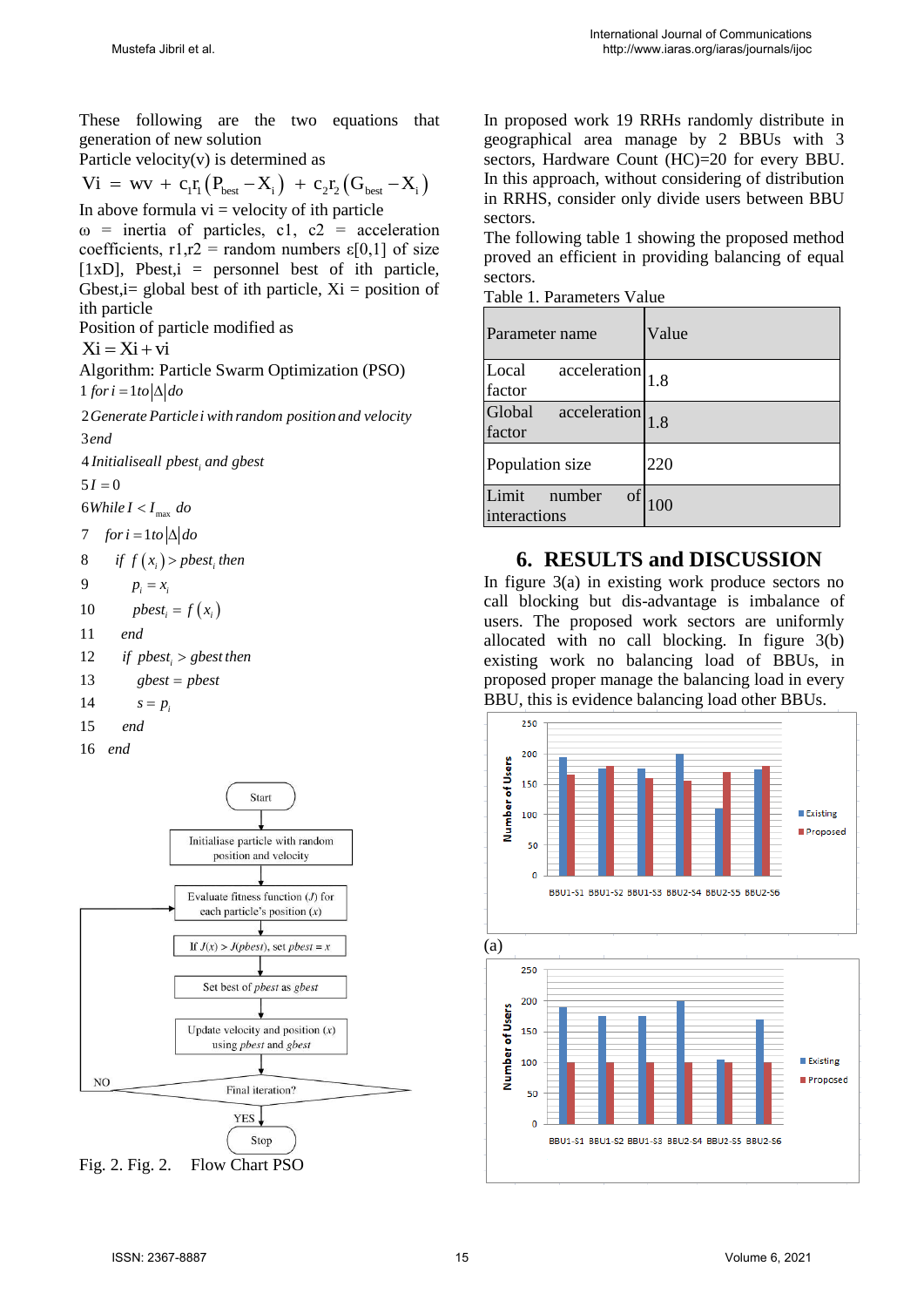These following are the two equations that generation of new solution

Particle velocity(v) is determined as

$$Vi = wv + c_1r_1(P_{best} - X_i) + c_2r_2(G_{best} - X_i)$$

In above formula vi = velocity of ith particle

ω = inertia of particles, c1, c2 = acceleration coefficients, r1,r2 = random numbers ε[0,1] of size [1xD], Pbest,i = personnel best of ith particle, Gbest,i= global best of ith particle, Xi = position of ith particle

Position of particle modified as

$$Xi = Xi + vi$$

Algorithm: Particle Swarm Optimization (PSO)

1 $for\ i = 1to|\Delta|do$

2 $Generate\ Particle\ i\ with\ random\ position\ and\ velocity$

3 $end$

4 $Initialise\ all\ pbest_i\ and\ gbest$

5 $I = 0$

6 $While\ I < I_{max}\ do$

7 $for\ i = 1to|\Delta|do$

8 $if\ f(x_i) > pbest_i\ then$

9 $p_i = x_i$

10 $pbest_i = f(x_i)$

11 $end$

12 $if\ pbest_i > gbest\ then$

13 $gbest = pbest$

14 $s = p_i$

15 $end$

16 $end$

Start

Initialiase particle with random position and velocity

Evaluate fitness function ($J$) for each particle's position ($x$)

If $J(x) > J(pbest)$, set $pbest = x$

Set best of $pbest$ as $gbest$

Update velocity and position ($x$) using $pbest$ and $gbest$

Final iteration? NO / YES

Stop

Fig. 2. Fig. 2. Flow Chart PSO

In proposed work 19 RRHs randomly distribute in geographical area manage by 2 BBUs with 3 sectors, Hardware Count (HC)=20 for every BBU. In this approach, without considering of distribution in RRHS, consider only divide users between BBU sectors.

The following table 1 showing the proposed method proved an efficient in providing balancing of equal sectors.

Table 1. Parameters Value

| Parameter name | Value |
|---|---|
| Local acceleration factor | 1.8 |
| Global acceleration factor | 1.8 |
| Population size | 220 |
| Limit number of interactions | 100 |

## 6. RESULTS and DISCUSSION

In figure 3(a) in existing work produce sectors no call blocking but dis-advantage is imbalance of users. The proposed work sectors are uniformly allocated with no call blocking. In figure 3(b) existing work no balancing load of BBUs, in proposed proper manage the balancing load in every BBU, this is evidence balancing load other BBUs.

(a)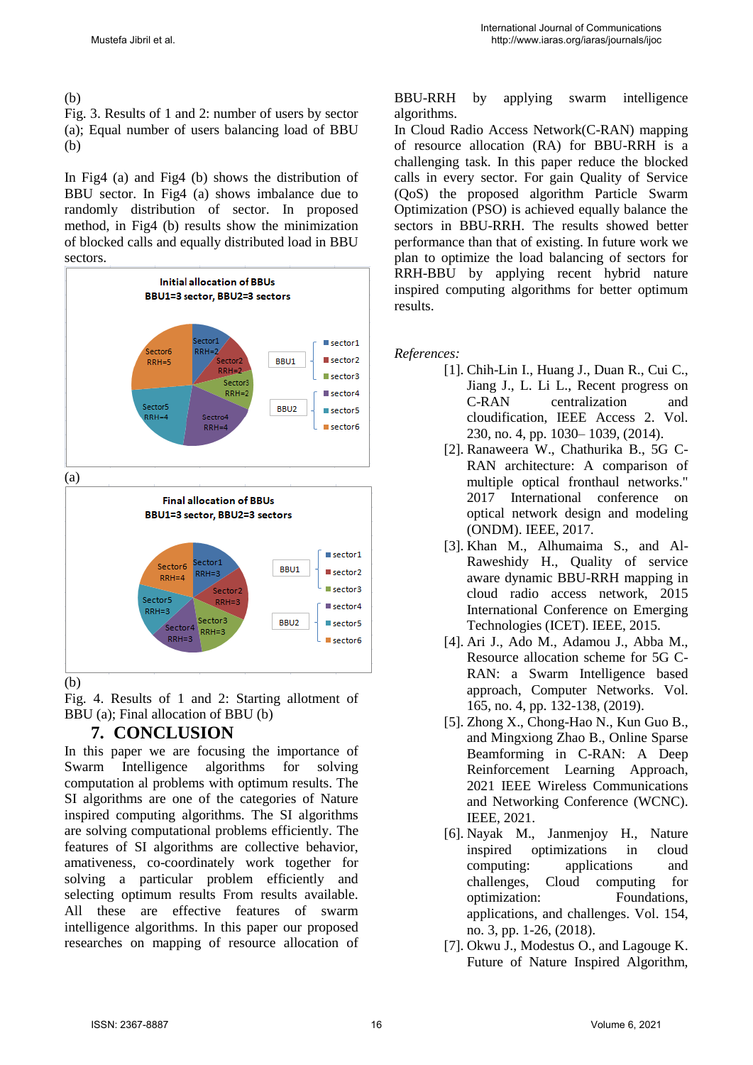(b)

Fig. 3. Results of 1 and 2: number of users by sector (a); Equal number of users balancing load of BBU (b)

In Fig4 (a) and Fig4 (b) shows the distribution of BBU sector. In Fig4 (a) shows imbalance due to randomly distribution of sector. In proposed method, in Fig4 (b) results show the minimization of blocked calls and equally distributed load in BBU sectors.

(a)

(b)

Fig. 4. Results of 1 and 2: Starting allotment of BBU (a); Final allocation of BBU (b)

## 7. CONCLUSION

In this paper we are focusing the importance of Swarm Intelligence algorithms for solving computation al problems with optimum results. The SI algorithms are one of the categories of Nature inspired computing algorithms. The SI algorithms are solving computational problems efficiently. The features of SI algorithms are collective behavior, amativeness, co-coordinately work together for solving a particular problem efficiently and selecting optimum results From results available. All these are effective features of swarm intelligence algorithms. In this paper our proposed researches on mapping of resource allocation of BBU-RRH by applying swarm intelligence algorithms.

In Cloud Radio Access Network(C-RAN) mapping of resource allocation (RA) for BBU-RRH is a challenging task. In this paper reduce the blocked calls in every sector. For gain Quality of Service (QoS) the proposed algorithm Particle Swarm Optimization (PSO) is achieved equally balance the sectors in BBU-RRH. The results showed better performance than that of existing. In future work we plan to optimize the load balancing of sectors for RRH-BBU by applying recent hybrid nature inspired computing algorithms for better optimum results.

*References:*

[1]. Chih-Lin I., Huang J., Duan R., Cui C., Jiang J., L. Li L., Recent progress on C-RAN centralization and cloudification, IEEE Access 2. Vol. 230, no. 4, pp. 1030– 1039, (2014).

[2]. Ranaweera W., Chathurika B., 5G C-RAN architecture: A comparison of multiple optical fronthaul networks." 2017 International conference on optical network design and modeling (ONDM). IEEE, 2017.

[3]. Khan M., Alhumaima S., and Al-Raweshidy H., Quality of service aware dynamic BBU-RRH mapping in cloud radio access network, 2015 International Conference on Emerging Technologies (ICET). IEEE, 2015.

[4]. Ari J., Ado M., Adamou J., Abba M., Resource allocation scheme for 5G C-RAN: a Swarm Intelligence based approach, Computer Networks. Vol. 165, no. 4, pp. 132-138, (2019).

[5]. Zhong X., Chong-Hao N., Kun Guo B., and Mingxiong Zhao B., Online Sparse Beamforming in C-RAN: A Deep Reinforcement Learning Approach, 2021 IEEE Wireless Communications and Networking Conference (WCNC). IEEE, 2021.

[6]. Nayak M., Janmenjoy H., Nature inspired optimizations in cloud computing: applications and challenges, Cloud computing for optimization: Foundations, applications, and challenges. Vol. 154, no. 3, pp. 1-26, (2018).

[7]. Okwu J., Modestus O., and Lagouge K. Future of Nature Inspired Algorithm,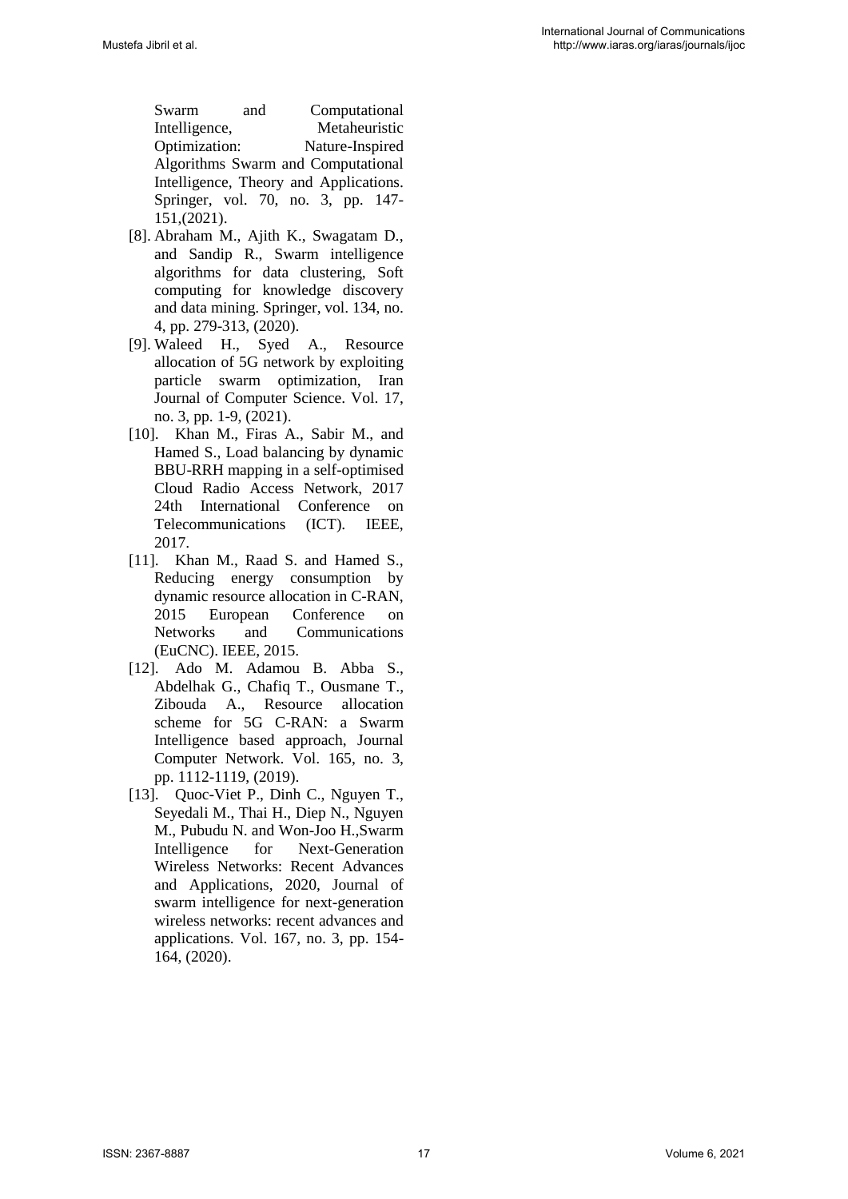Swarm and Computational Intelligence, Metaheuristic Optimization: Nature-Inspired Algorithms Swarm and Computational Intelligence, Theory and Applications. Springer, vol. 70, no. 3, pp. 147-151,(2021).

[8]. Abraham M., Ajith K., Swagatam D., and Sandip R., Swarm intelligence algorithms for data clustering, Soft computing for knowledge discovery and data mining. Springer, vol. 134, no. 4, pp. 279-313, (2020).

[9]. Waleed H., Syed A., Resource allocation of 5G network by exploiting particle swarm optimization, Iran Journal of Computer Science. Vol. 17, no. 3, pp. 1-9, (2021).

[10]. Khan M., Firas A., Sabir M., and Hamed S., Load balancing by dynamic BBU-RRH mapping in a self-optimised Cloud Radio Access Network, 2017 24th International Conference on Telecommunications (ICT). IEEE, 2017.

[11]. Khan M., Raad S. and Hamed S., Reducing energy consumption by dynamic resource allocation in C-RAN, 2015 European Conference on Networks and Communications (EuCNC). IEEE, 2015.

[12]. Ado M. Adamou B. Abba S., Abdelhak G., Chafiq T., Ousmane T., Zibouda A., Resource allocation scheme for 5G C-RAN: a Swarm Intelligence based approach, Journal Computer Network. Vol. 165, no. 3, pp. 1112-1119, (2019).

[13]. Quoc-Viet P., Dinh C., Nguyen T., Seyedali M., Thai H., Diep N., Nguyen M., Pubudu N. and Won-Joo H.,Swarm Intelligence for Next-Generation Wireless Networks: Recent Advances and Applications, 2020, Journal of swarm intelligence for next-generation wireless networks: recent advances and applications. Vol. 167, no. 3, pp. 154-164, (2020).